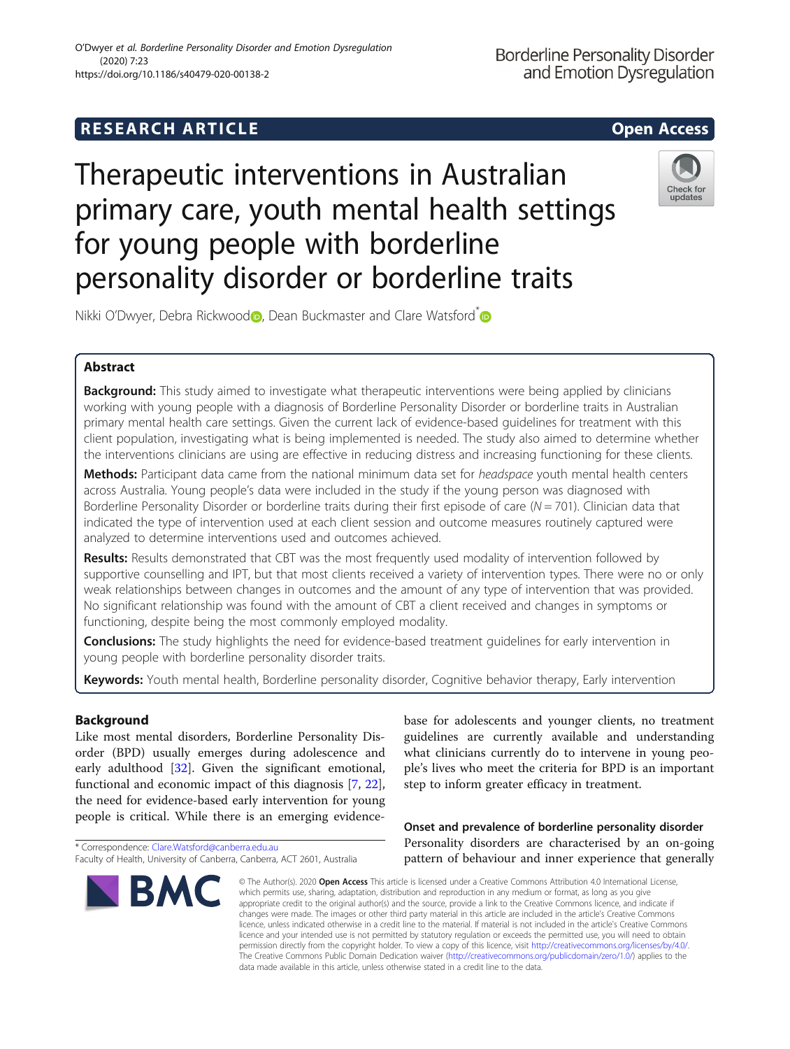RESEARCH ARTICLE

Open Access

# Therapeutic interventions in Australian primary care, youth mental health settings for young people with borderline personality disorder or borderline traits

Nikki O'Dwyer, Debra Rickwood, Dean Buckmaster and Clare Watsford*

## Abstract

**Background:** This study aimed to investigate what therapeutic interventions were being applied by clinicians working with young people with a diagnosis of Borderline Personality Disorder or borderline traits in Australian primary mental health care settings. Given the current lack of evidence-based guidelines for treatment with this client population, investigating what is being implemented is needed. The study also aimed to determine whether the interventions clinicians are using are effective in reducing distress and increasing functioning for these clients.

**Methods:** Participant data came from the national minimum data set for *headspace* youth mental health centers across Australia. Young people's data were included in the study if the young person was diagnosed with Borderline Personality Disorder or borderline traits during their first episode of care ($N = 701$). Clinician data that indicated the type of intervention used at each client session and outcome measures routinely captured were analyzed to determine interventions used and outcomes achieved.

**Results:** Results demonstrated that CBT was the most frequently used modality of intervention followed by supportive counselling and IPT, but that most clients received a variety of intervention types. There were no or only weak relationships between changes in outcomes and the amount of any type of intervention that was provided. No significant relationship was found with the amount of CBT a client received and changes in symptoms or functioning, despite being the most commonly employed modality.

**Conclusions:** The study highlights the need for evidence-based treatment guidelines for early intervention in young people with borderline personality disorder traits.

**Keywords:** Youth mental health, Borderline personality disorder, Cognitive behavior therapy, Early intervention

## Background

Like most mental disorders, Borderline Personality Disorder (BPD) usually emerges during adolescence and early adulthood [32]. Given the significant emotional, functional and economic impact of this diagnosis [7, 22], the need for evidence-based early intervention for young people is critical. While there is an emerging evidence-base for adolescents and younger clients, no treatment guidelines are currently available and understanding what clinicians currently do to intervene in young people's lives who meet the criteria for BPD is an important step to inform greater efficacy in treatment.

### Onset and prevalence of borderline personality disorder

Personality disorders are characterised by an on-going pattern of behaviour and inner experience that generally

* Correspondence: Clare.Watsford@canberra.edu.au
Faculty of Health, University of Canberra, Canberra, ACT 2601, Australia

© The Author(s). 2020 **Open Access** This article is licensed under a Creative Commons Attribution 4.0 International License, which permits use, sharing, adaptation, distribution and reproduction in any medium or format, as long as you give appropriate credit to the original author(s) and the source, provide a link to the Creative Commons licence, and indicate if changes were made. The images or other third party material in this article are included in the article's Creative Commons licence, unless indicated otherwise in a credit line to the material. If material is not included in the article's Creative Commons licence and your intended use is not permitted by statutory regulation or exceeds the permitted use, you will need to obtain permission directly from the copyright holder. To view a copy of this licence, visit http://creativecommons.org/licenses/by/4.0/. The Creative Commons Public Domain Dedication waiver (http://creativecommons.org/publicdomain/zero/1.0/) applies to the data made available in this article, unless otherwise stated in a credit line to the data.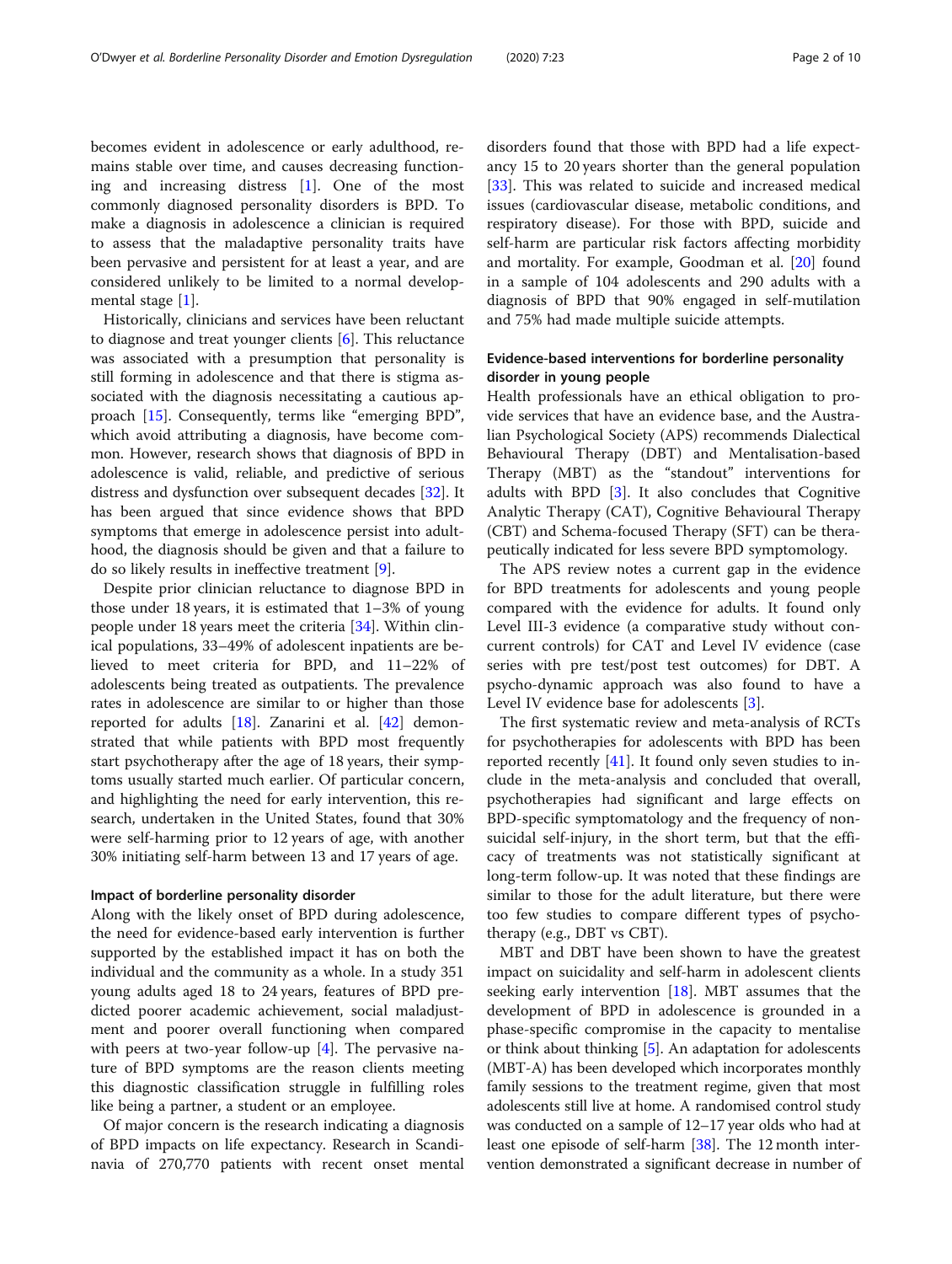becomes evident in adolescence or early adulthood, remains stable over time, and causes decreasing functioning and increasing distress [1]. One of the most commonly diagnosed personality disorders is BPD. To make a diagnosis in adolescence a clinician is required to assess that the maladaptive personality traits have been pervasive and persistent for at least a year, and are considered unlikely to be limited to a normal developmental stage [1].

Historically, clinicians and services have been reluctant to diagnose and treat younger clients [6]. This reluctance was associated with a presumption that personality is still forming in adolescence and that there is stigma associated with the diagnosis necessitating a cautious approach [15]. Consequently, terms like "emerging BPD", which avoid attributing a diagnosis, have become common. However, research shows that diagnosis of BPD in adolescence is valid, reliable, and predictive of serious distress and dysfunction over subsequent decades [32]. It has been argued that since evidence shows that BPD symptoms that emerge in adolescence persist into adulthood, the diagnosis should be given and that a failure to do so likely results in ineffective treatment [9].

Despite prior clinician reluctance to diagnose BPD in those under 18 years, it is estimated that 1–3% of young people under 18 years meet the criteria [34]. Within clinical populations, 33–49% of adolescent inpatients are believed to meet criteria for BPD, and 11–22% of adolescents being treated as outpatients. The prevalence rates in adolescence are similar to or higher than those reported for adults [18]. Zanarini et al. [42] demonstrated that while patients with BPD most frequently start psychotherapy after the age of 18 years, their symptoms usually started much earlier. Of particular concern, and highlighting the need for early intervention, this research, undertaken in the United States, found that 30% were self-harming prior to 12 years of age, with another 30% initiating self-harm between 13 and 17 years of age.

### Impact of borderline personality disorder

Along with the likely onset of BPD during adolescence, the need for evidence-based early intervention is further supported by the established impact it has on both the individual and the community as a whole. In a study 351 young adults aged 18 to 24 years, features of BPD predicted poorer academic achievement, social maladjustment and poorer overall functioning when compared with peers at two-year follow-up [4]. The pervasive nature of BPD symptoms are the reason clients meeting this diagnostic classification struggle in fulfilling roles like being a partner, a student or an employee.

Of major concern is the research indicating a diagnosis of BPD impacts on life expectancy. Research in Scandinavia of 270,770 patients with recent onset mental disorders found that those with BPD had a life expectancy 15 to 20 years shorter than the general population [33]. This was related to suicide and increased medical issues (cardiovascular disease, metabolic conditions, and respiratory disease). For those with BPD, suicide and self-harm are particular risk factors affecting morbidity and mortality. For example, Goodman et al. [20] found in a sample of 104 adolescents and 290 adults with a diagnosis of BPD that 90% engaged in self-mutilation and 75% had made multiple suicide attempts.

### Evidence-based interventions for borderline personality disorder in young people

Health professionals have an ethical obligation to provide services that have an evidence base, and the Australian Psychological Society (APS) recommends Dialectical Behavioural Therapy (DBT) and Mentalisation-based Therapy (MBT) as the "standout" interventions for adults with BPD [3]. It also concludes that Cognitive Analytic Therapy (CAT), Cognitive Behavioural Therapy (CBT) and Schema-focused Therapy (SFT) can be therapeutically indicated for less severe BPD symptomology.

The APS review notes a current gap in the evidence for BPD treatments for adolescents and young people compared with the evidence for adults. It found only Level III-3 evidence (a comparative study without concurrent controls) for CAT and Level IV evidence (case series with pre test/post test outcomes) for DBT. A psycho-dynamic approach was also found to have a Level IV evidence base for adolescents [3].

The first systematic review and meta-analysis of RCTs for psychotherapies for adolescents with BPD has been reported recently [41]. It found only seven studies to include in the meta-analysis and concluded that overall, psychotherapies had significant and large effects on BPD-specific symptomatology and the frequency of non-suicidal self-injury, in the short term, but that the efficacy of treatments was not statistically significant at long-term follow-up. It was noted that these findings are similar to those for the adult literature, but there were too few studies to compare different types of psychotherapy (e.g., DBT vs CBT).

MBT and DBT have been shown to have the greatest impact on suicidality and self-harm in adolescent clients seeking early intervention [18]. MBT assumes that the development of BPD in adolescence is grounded in a phase-specific compromise in the capacity to mentalise or think about thinking [5]. An adaptation for adolescents (MBT-A) has been developed which incorporates monthly family sessions to the treatment regime, given that most adolescents still live at home. A randomised control study was conducted on a sample of 12–17 year olds who had at least one episode of self-harm [38]. The 12 month intervention demonstrated a significant decrease in number of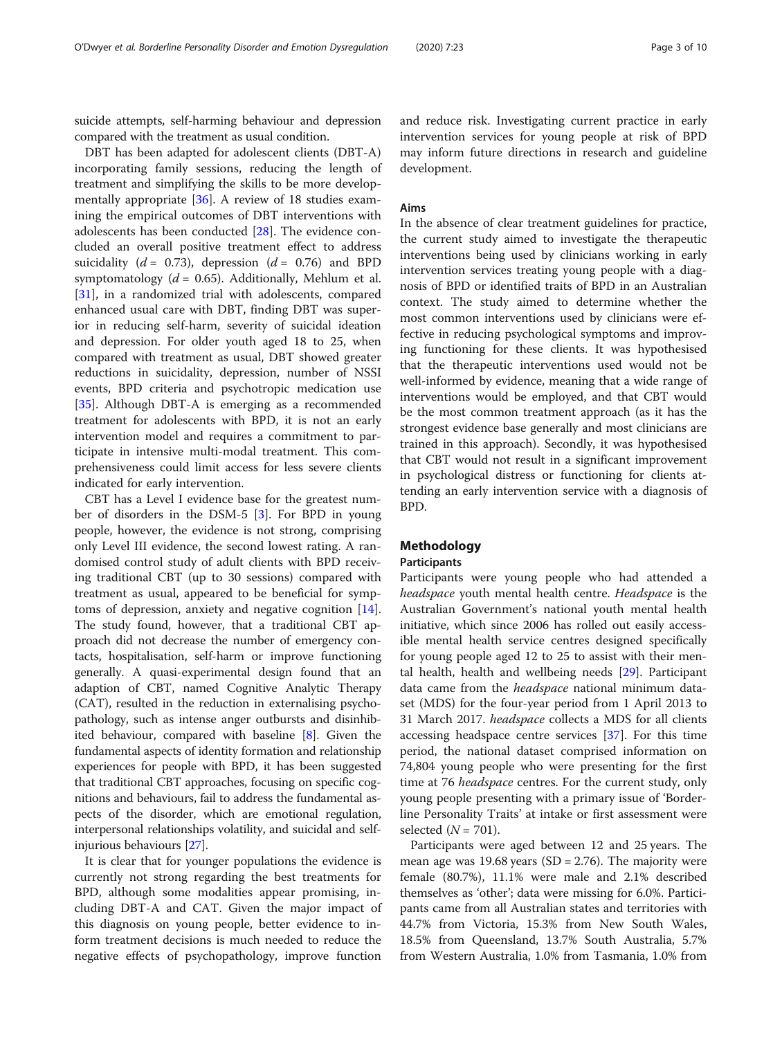suicide attempts, self-harming behaviour and depression compared with the treatment as usual condition.

DBT has been adapted for adolescent clients (DBT-A) incorporating family sessions, reducing the length of treatment and simplifying the skills to be more developmentally appropriate [36]. A review of 18 studies examining the empirical outcomes of DBT interventions with adolescents has been conducted [28]. The evidence concluded an overall positive treatment effect to address suicidality ($d = 0.73$), depression ($d = 0.76$) and BPD symptomatology ($d = 0.65$). Additionally, Mehlum et al. [31], in a randomized trial with adolescents, compared enhanced usual care with DBT, finding DBT was superior in reducing self-harm, severity of suicidal ideation and depression. For older youth aged 18 to 25, when compared with treatment as usual, DBT showed greater reductions in suicidality, depression, number of NSSI events, BPD criteria and psychotropic medication use [35]. Although DBT-A is emerging as a recommended treatment for adolescents with BPD, it is not an early intervention model and requires a commitment to participate in intensive multi-modal treatment. This comprehensiveness could limit access for less severe clients indicated for early intervention.

CBT has a Level I evidence base for the greatest number of disorders in the DSM-5 [3]. For BPD in young people, however, the evidence is not strong, comprising only Level III evidence, the second lowest rating. A randomised control study of adult clients with BPD receiving traditional CBT (up to 30 sessions) compared with treatment as usual, appeared to be beneficial for symptoms of depression, anxiety and negative cognition [14]. The study found, however, that a traditional CBT approach did not decrease the number of emergency contacts, hospitalisation, self-harm or improve functioning generally. A quasi-experimental design found that an adaption of CBT, named Cognitive Analytic Therapy (CAT), resulted in the reduction in externalising psychopathology, such as intense anger outbursts and disinhibited behaviour, compared with baseline [8]. Given the fundamental aspects of identity formation and relationship experiences for people with BPD, it has been suggested that traditional CBT approaches, focusing on specific cognitions and behaviours, fail to address the fundamental aspects of the disorder, which are emotional regulation, interpersonal relationships volatility, and suicidal and self-injurious behaviours [27].

It is clear that for younger populations the evidence is currently not strong regarding the best treatments for BPD, although some modalities appear promising, including DBT-A and CAT. Given the major impact of this diagnosis on young people, better evidence to inform treatment decisions is much needed to reduce the negative effects of psychopathology, improve function and reduce risk. Investigating current practice in early intervention services for young people at risk of BPD may inform future directions in research and guideline development.

### Aims

In the absence of clear treatment guidelines for practice, the current study aimed to investigate the therapeutic interventions being used by clinicians working in early intervention services treating young people with a diagnosis of BPD or identified traits of BPD in an Australian context. The study aimed to determine whether the most common interventions used by clinicians were effective in reducing psychological symptoms and improving functioning for these clients. It was hypothesised that the therapeutic interventions used would not be well-informed by evidence, meaning that a wide range of interventions would be employed, and that CBT would be the most common treatment approach (as it has the strongest evidence base generally and most clinicians are trained in this approach). Secondly, it was hypothesised that CBT would not result in a significant improvement in psychological distress or functioning for clients attending an early intervention service with a diagnosis of BPD.

## Methodology

### Participants

Participants were young people who had attended a *headspace* youth mental health centre. *Headspace* is the Australian Government's national youth mental health initiative, which since 2006 has rolled out easily accessible mental health service centres designed specifically for young people aged 12 to 25 to assist with their mental health, health and wellbeing needs [29]. Participant data came from the *headspace* national minimum dataset (MDS) for the four-year period from 1 April 2013 to 31 March 2017. *headspace* collects a MDS for all clients accessing headspace centre services [37]. For this time period, the national dataset comprised information on 74,804 young people who were presenting for the first time at 76 *headspace* centres. For the current study, only young people presenting with a primary issue of 'Borderline Personality Traits' at intake or first assessment were selected ($N = 701$).

Participants were aged between 12 and 25 years. The mean age was 19.68 years (SD = 2.76). The majority were female (80.7%), 11.1% were male and 2.1% described themselves as 'other'; data were missing for 6.0%. Participants came from all Australian states and territories with 44.7% from Victoria, 15.3% from New South Wales, 18.5% from Queensland, 13.7% South Australia, 5.7% from Western Australia, 1.0% from Tasmania, 1.0% from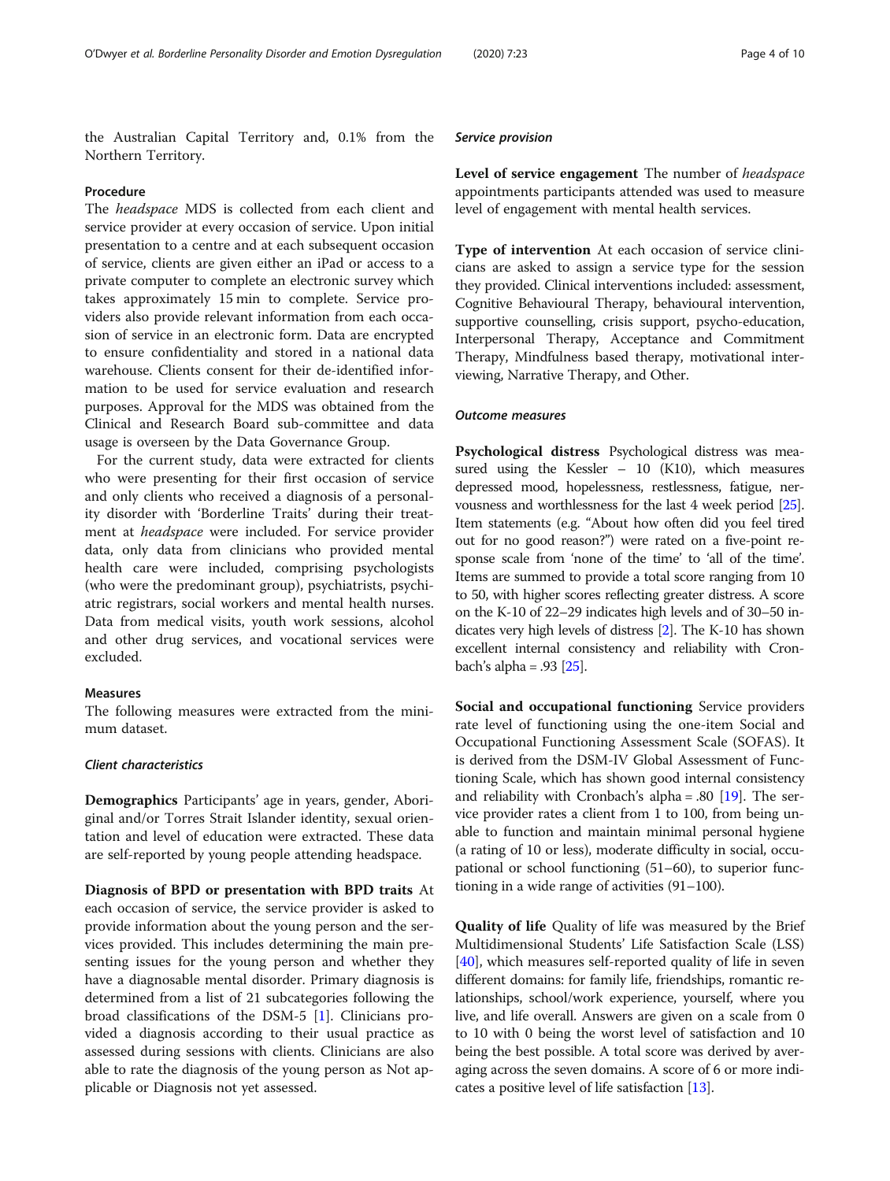the Australian Capital Territory and, 0.1% from the Northern Territory.

## Procedure

The *headspace* MDS is collected from each client and service provider at every occasion of service. Upon initial presentation to a centre and at each subsequent occasion of service, clients are given either an iPad or access to a private computer to complete an electronic survey which takes approximately 15 min to complete. Service providers also provide relevant information from each occasion of service in an electronic form. Data are encrypted to ensure confidentiality and stored in a national data warehouse. Clients consent for their de-identified information to be used for service evaluation and research purposes. Approval for the MDS was obtained from the Clinical and Research Board sub-committee and data usage is overseen by the Data Governance Group.

For the current study, data were extracted for clients who were presenting for their first occasion of service and only clients who received a diagnosis of a personality disorder with 'Borderline Traits' during their treatment at *headspace* were included. For service provider data, only data from clinicians who provided mental health care were included, comprising psychologists (who were the predominant group), psychiatrists, psychiatric registrars, social workers and mental health nurses. Data from medical visits, youth work sessions, alcohol and other drug services, and vocational services were excluded.

## Measures

The following measures were extracted from the minimum dataset.

### *Client characteristics*

**Demographics** Participants' age in years, gender, Aboriginal and/or Torres Strait Islander identity, sexual orientation and level of education were extracted. These data are self-reported by young people attending headspace.

**Diagnosis of BPD or presentation with BPD traits** At each occasion of service, the service provider is asked to provide information about the young person and the services provided. This includes determining the main presenting issues for the young person and whether they have a diagnosable mental disorder. Primary diagnosis is determined from a list of 21 subcategories following the broad classifications of the DSM-5 [1]. Clinicians provided a diagnosis according to their usual practice as assessed during sessions with clients. Clinicians are also able to rate the diagnosis of the young person as Not applicable or Diagnosis not yet assessed.

### *Service provision*

**Level of service engagement** The number of *headspace* appointments participants attended was used to measure level of engagement with mental health services.

**Type of intervention** At each occasion of service clinicians are asked to assign a service type for the session they provided. Clinical interventions included: assessment, Cognitive Behavioural Therapy, behavioural intervention, supportive counselling, crisis support, psycho-education, Interpersonal Therapy, Acceptance and Commitment Therapy, Mindfulness based therapy, motivational interviewing, Narrative Therapy, and Other.

### *Outcome measures*

**Psychological distress** Psychological distress was measured using the Kessler – 10 (K10), which measures depressed mood, hopelessness, restlessness, fatigue, nervousness and worthlessness for the last 4 week period [25]. Item statements (e.g. "About how often did you feel tired out for no good reason?") were rated on a five-point response scale from 'none of the time' to 'all of the time'. Items are summed to provide a total score ranging from 10 to 50, with higher scores reflecting greater distress. A score on the K-10 of 22–29 indicates high levels and of 30–50 indicates very high levels of distress [2]. The K-10 has shown excellent internal consistency and reliability with Cronbach's alpha = .93 [25].

**Social and occupational functioning** Service providers rate level of functioning using the one-item Social and Occupational Functioning Assessment Scale (SOFAS). It is derived from the DSM-IV Global Assessment of Functioning Scale, which has shown good internal consistency and reliability with Cronbach's alpha = .80 [19]. The service provider rates a client from 1 to 100, from being unable to function and maintain minimal personal hygiene (a rating of 10 or less), moderate difficulty in social, occupational or school functioning (51–60), to superior functioning in a wide range of activities (91–100).

**Quality of life** Quality of life was measured by the Brief Multidimensional Students' Life Satisfaction Scale (LSS) [40], which measures self-reported quality of life in seven different domains: for family life, friendships, romantic relationships, school/work experience, yourself, where you live, and life overall. Answers are given on a scale from 0 to 10 with 0 being the worst level of satisfaction and 10 being the best possible. A total score was derived by averaging across the seven domains. A score of 6 or more indicates a positive level of life satisfaction [13].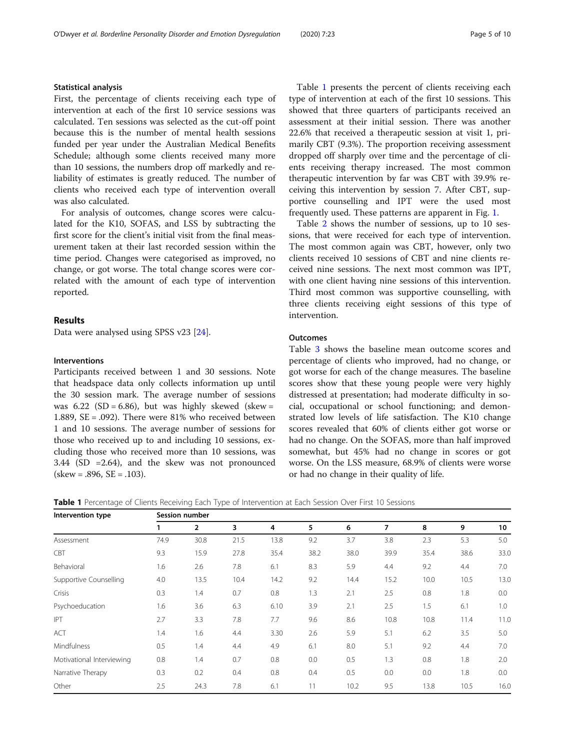### Statistical analysis

First, the percentage of clients receiving each type of intervention at each of the first 10 service sessions was calculated. Ten sessions was selected as the cut-off point because this is the number of mental health sessions funded per year under the Australian Medical Benefits Schedule; although some clients received many more than 10 sessions, the numbers drop off markedly and reliability of estimates is greatly reduced. The number of clients who received each type of intervention overall was also calculated.

For analysis of outcomes, change scores were calculated for the K10, SOFAS, and LSS by subtracting the first score for the client's initial visit from the final measurement taken at their last recorded session within the time period. Changes were categorised as improved, no change, or got worse. The total change scores were correlated with the amount of each type of intervention reported.

## Results

Data were analysed using SPSS v23 [24].

### Interventions

Participants received between 1 and 30 sessions. Note that headspace data only collects information up until the 30 session mark. The average number of sessions was 6.22 (SD = 6.86), but was highly skewed (skew = 1.889, SE = .092). There were 81% who received between 1 and 10 sessions. The average number of sessions for those who received up to and including 10 sessions, excluding those who received more than 10 sessions, was 3.44 (SD =2.64), and the skew was not pronounced (skew = .896, SE = .103).

Table 1 presents the percent of clients receiving each type of intervention at each of the first 10 sessions. This showed that three quarters of participants received an assessment at their initial session. There was another 22.6% that received a therapeutic session at visit 1, primarily CBT (9.3%). The proportion receiving assessment dropped off sharply over time and the percentage of clients receiving therapy increased. The most common therapeutic intervention by far was CBT with 39.9% receiving this intervention by session 7. After CBT, supportive counselling and IPT were the used most frequently used. These patterns are apparent in Fig. 1.

Table 2 shows the number of sessions, up to 10 sessions, that were received for each type of intervention. The most common again was CBT, however, only two clients received 10 sessions of CBT and nine clients received nine sessions. The next most common was IPT, with one client having nine sessions of this intervention. Third most common was supportive counselling, with three clients receiving eight sessions of this type of intervention.

### Outcomes

Table 3 shows the baseline mean outcome scores and percentage of clients who improved, had no change, or got worse for each of the change measures. The baseline scores show that these young people were very highly distressed at presentation; had moderate difficulty in social, occupational or school functioning; and demonstrated low levels of life satisfaction. The K10 change scores revealed that 60% of clients either got worse or had no change. On the SOFAS, more than half improved somewhat, but 45% had no change in scores or got worse. On the LSS measure, 68.9% of clients were worse or had no change in their quality of life.

**Table 1** Percentage of Clients Receiving Each Type of Intervention at Each Session Over First 10 Sessions

| Intervention type | Session number | | | | | | | | | |
|---|---|---|---|---|---|---|---|---|---|---|
| | 1 | 2 | 3 | 4 | 5 | 6 | 7 | 8 | 9 | 10 |
| Assessment | 74.9 | 30.8 | 21.5 | 13.8 | 9.2 | 3.7 | 3.8 | 2.3 | 5.3 | 5.0 |
| CBT | 9.3 | 15.9 | 27.8 | 35.4 | 38.2 | 38.0 | 39.9 | 35.4 | 38.6 | 33.0 |
| Behavioral | 1.6 | 2.6 | 7.8 | 6.1 | 8.3 | 5.9 | 4.4 | 9.2 | 4.4 | 7.0 |
| Supportive Counselling | 4.0 | 13.5 | 10.4 | 14.2 | 9.2 | 14.4 | 15.2 | 10.0 | 10.5 | 13.0 |
| Crisis | 0.3 | 1.4 | 0.7 | 0.8 | 1.3 | 2.1 | 2.5 | 0.8 | 1.8 | 0.0 |
| Psychoeducation | 1.6 | 3.6 | 6.3 | 6.10 | 3.9 | 2.1 | 2.5 | 1.5 | 6.1 | 1.0 |
| IPT | 2.7 | 3.3 | 7.8 | 7.7 | 9.6 | 8.6 | 10.8 | 10.8 | 11.4 | 11.0 |
| ACT | 1.4 | 1.6 | 4.4 | 3.30 | 2.6 | 5.9 | 5.1 | 6.2 | 3.5 | 5.0 |
| Mindfulness | 0.5 | 1.4 | 4.4 | 4.9 | 6.1 | 8.0 | 5.1 | 9.2 | 4.4 | 7.0 |
| Motivational Interviewing | 0.8 | 1.4 | 0.7 | 0.8 | 0.0 | 0.5 | 1.3 | 0.8 | 1.8 | 2.0 |
| Narrative Therapy | 0.3 | 0.2 | 0.4 | 0.8 | 0.4 | 0.5 | 0.0 | 0.0 | 1.8 | 0.0 |
| Other | 2.5 | 24.3 | 7.8 | 6.1 | 11 | 10.2 | 9.5 | 13.8 | 10.5 | 16.0 |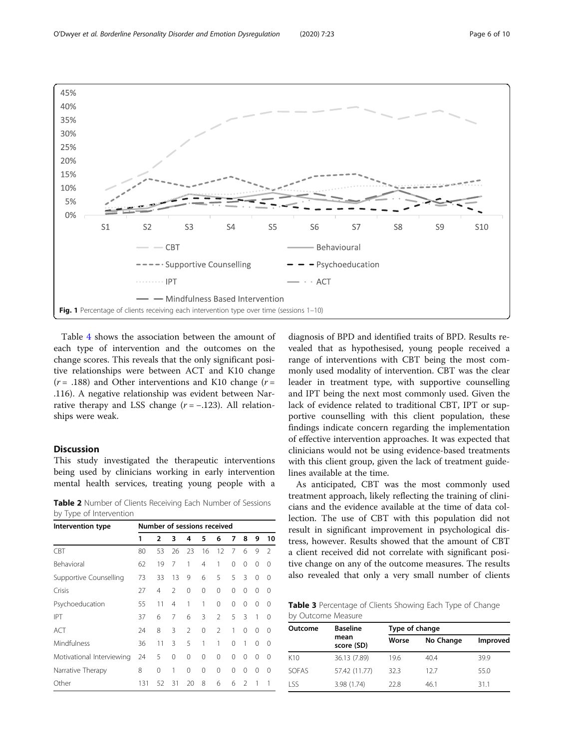Fig. 1 Percentage of clients receiving each intervention type over time (sessions 1–10)

Table 4 shows the association between the amount of each type of intervention and the outcomes on the change scores. This reveals that the only significant positive relationships were between ACT and K10 change ($r = .188$) and Other interventions and K10 change ($r = .116$). A negative relationship was evident between Narrative therapy and LSS change ($r = -.123$). All relationships were weak.

## Discussion

This study investigated the therapeutic interventions being used by clinicians working in early intervention mental health services, treating young people with a diagnosis of BPD and identified traits of BPD. Results revealed that as hypothesised, young people received a range of interventions with CBT being the most commonly used modality of intervention. CBT was the clear leader in treatment type, with supportive counselling and IPT being the next most commonly used. Given the lack of evidence related to traditional CBT, IPT or supportive counselling with this client population, these findings indicate concern regarding the implementation of effective intervention approaches. It was expected that clinicians would not be using evidence-based treatments with this client group, given the lack of treatment guidelines available at the time.

As anticipated, CBT was the most commonly used treatment approach, likely reflecting the training of clinicians and the evidence available at the time of data collection. The use of CBT with this population did not result in significant improvement in psychological distress, however. Results showed that the amount of CBT a client received did not correlate with significant positive change on any of the outcome measures. The results also revealed that only a very small number of clients

**Table 2** Number of Clients Receiving Each Number of Sessions by Type of Intervention

| Intervention type | Number of sessions received | | | | | | | | | |
|---|---|---|---|---|---|---|---|---|---|---|
| | 1 | 2 | 3 | 4 | 5 | 6 | 7 | 8 | 9 | 10 |
| CBT | 80 | 53 | 26 | 23 | 16 | 12 | 7 | 6 | 9 | 2 |
| Behavioral | 62 | 19 | 7 | 1 | 4 | 1 | 0 | 0 | 0 | 0 |
| Supportive Counselling | 73 | 33 | 13 | 9 | 6 | 5 | 5 | 3 | 0 | 0 |
| Crisis | 27 | 4 | 2 | 0 | 0 | 0 | 0 | 0 | 0 | 0 |
| Psychoeducation | 55 | 11 | 4 | 1 | 1 | 0 | 0 | 0 | 0 | 0 |
| IPT | 37 | 6 | 7 | 6 | 3 | 2 | 5 | 3 | 1 | 0 |
| ACT | 24 | 8 | 3 | 2 | 0 | 2 | 1 | 0 | 0 | 0 |
| Mindfulness | 36 | 11 | 3 | 5 | 1 | 1 | 0 | 1 | 0 | 0 |
| Motivational Interviewing | 24 | 5 | 0 | 0 | 0 | 0 | 0 | 0 | 0 | 0 |
| Narrative Therapy | 8 | 0 | 1 | 0 | 0 | 0 | 0 | 0 | 0 | 0 |
| Other | 131 | 52 | 31 | 20 | 8 | 6 | 6 | 2 | 1 | 1 |

**Table 3** Percentage of Clients Showing Each Type of Change by Outcome Measure

| Outcome | Baseline mean score (SD) | Type of change | | |
|---|---|---|---|---|
| | | Worse | No Change | Improved |
| K10 | 36.13 (7.89) | 19.6 | 40.4 | 39.9 |
| SOFAS | 57.42 (11.77) | 32.3 | 12.7 | 55.0 |
| LSS | 3.98 (1.74) | 22.8 | 46.1 | 31.1 |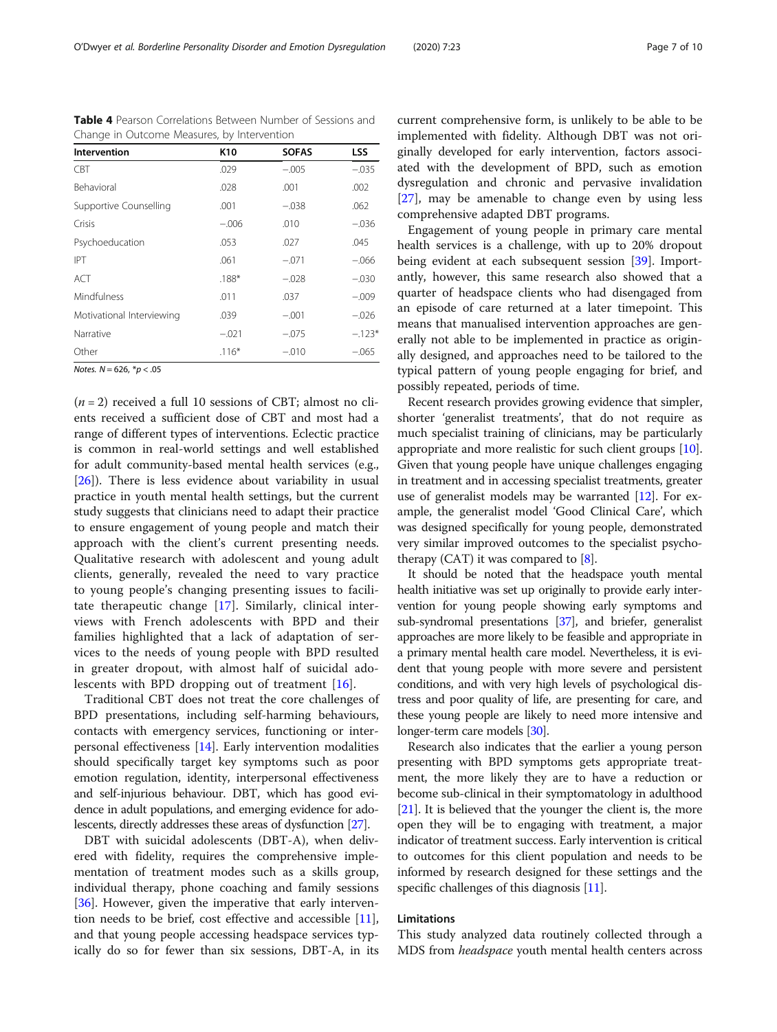**Table 4** Pearson Correlations Between Number of Sessions and Change in Outcome Measures, by Intervention

| Intervention | K10 | SOFAS | LSS |
|---|---|---|---|
| CBT | .029 | −.005 | −.035 |
| Behavioral | .028 | .001 | .002 |
| Supportive Counselling | .001 | −.038 | .062 |
| Crisis | −.006 | .010 | −.036 |
| Psychoeducation | .053 | .027 | .045 |
| IPT | .061 | −.071 | −.066 |
| ACT | .188* | −.028 | −.030 |
| Mindfulness | .011 | .037 | −.009 |
| Motivational Interviewing | .039 | −.001 | −.026 |
| Narrative | −.021 | −.075 | −.123* |
| Other | .116* | −.010 | −.065 |

*Notes.* $N = 626$, $^{*}p < .05$

($n = 2$) received a full 10 sessions of CBT; almost no clients received a sufficient dose of CBT and most had a range of different types of interventions. Eclectic practice is common in real-world settings and well established for adult community-based mental health services (e.g., [26]). There is less evidence about variability in usual practice in youth mental health settings, but the current study suggests that clinicians need to adapt their practice to ensure engagement of young people and match their approach with the client's current presenting needs. Qualitative research with adolescent and young adult clients, generally, revealed the need to vary practice to young people's changing presenting issues to facilitate therapeutic change [17]. Similarly, clinical interviews with French adolescents with BPD and their families highlighted that a lack of adaptation of services to the needs of young people with BPD resulted in greater dropout, with almost half of suicidal adolescents with BPD dropping out of treatment [16].

Traditional CBT does not treat the core challenges of BPD presentations, including self-harming behaviours, contacts with emergency services, functioning or interpersonal effectiveness [14]. Early intervention modalities should specifically target key symptoms such as poor emotion regulation, identity, interpersonal effectiveness and self-injurious behaviour. DBT, which has good evidence in adult populations, and emerging evidence for adolescents, directly addresses these areas of dysfunction [27].

DBT with suicidal adolescents (DBT-A), when delivered with fidelity, requires the comprehensive implementation of treatment modes such as a skills group, individual therapy, phone coaching and family sessions [36]. However, given the imperative that early intervention needs to be brief, cost effective and accessible [11], and that young people accessing headspace services typically do so for fewer than six sessions, DBT-A, in its current comprehensive form, is unlikely to be able to be implemented with fidelity. Although DBT was not originally developed for early intervention, factors associated with the development of BPD, such as emotion dysregulation and chronic and pervasive invalidation [27], may be amenable to change even by using less comprehensive adapted DBT programs.

Engagement of young people in primary care mental health services is a challenge, with up to 20% dropout being evident at each subsequent session [39]. Importantly, however, this same research also showed that a quarter of headspace clients who had disengaged from an episode of care returned at a later timepoint. This means that manualised intervention approaches are generally not able to be implemented in practice as originally designed, and approaches need to be tailored to the typical pattern of young people engaging for brief, and possibly repeated, periods of time.

Recent research provides growing evidence that simpler, shorter 'generalist treatments', that do not require as much specialist training of clinicians, may be particularly appropriate and more realistic for such client groups [10]. Given that young people have unique challenges engaging in treatment and in accessing specialist treatments, greater use of generalist models may be warranted [12]. For example, the generalist model 'Good Clinical Care', which was designed specifically for young people, demonstrated very similar improved outcomes to the specialist psychotherapy (CAT) it was compared to [8].

It should be noted that the headspace youth mental health initiative was set up originally to provide early intervention for young people showing early symptoms and sub-syndromal presentations [37], and briefer, generalist approaches are more likely to be feasible and appropriate in a primary mental health care model. Nevertheless, it is evident that young people with more severe and persistent conditions, and with very high levels of psychological distress and poor quality of life, are presenting for care, and these young people are likely to need more intensive and longer-term care models [30].

Research also indicates that the earlier a young person presenting with BPD symptoms gets appropriate treatment, the more likely they are to have a reduction or become sub-clinical in their symptomatology in adulthood [21]. It is believed that the younger the client is, the more open they will be to engaging with treatment, a major indicator of treatment success. Early intervention is critical to outcomes for this client population and needs to be informed by research designed for these settings and the specific challenges of this diagnosis [11].

## Limitations

This study analyzed data routinely collected through a MDS from *headspace* youth mental health centers across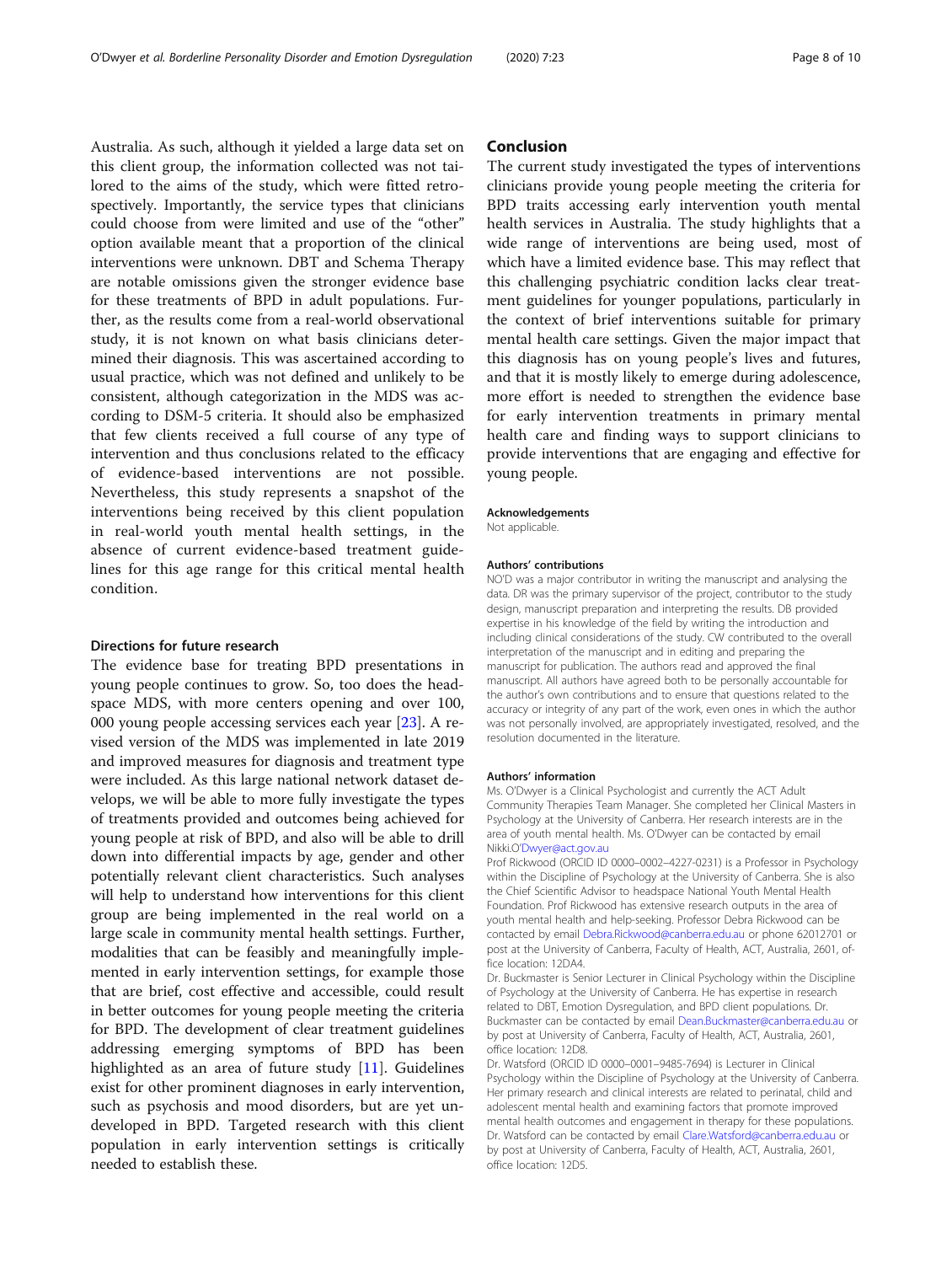Australia. As such, although it yielded a large data set on this client group, the information collected was not tailored to the aims of the study, which were fitted retrospectively. Importantly, the service types that clinicians could choose from were limited and use of the "other" option available meant that a proportion of the clinical interventions were unknown. DBT and Schema Therapy are notable omissions given the stronger evidence base for these treatments of BPD in adult populations. Further, as the results come from a real-world observational study, it is not known on what basis clinicians determined their diagnosis. This was ascertained according to usual practice, which was not defined and unlikely to be consistent, although categorization in the MDS was according to DSM-5 criteria. It should also be emphasized that few clients received a full course of any type of intervention and thus conclusions related to the efficacy of evidence-based interventions are not possible. Nevertheless, this study represents a snapshot of the interventions being received by this client population in real-world youth mental health settings, in the absence of current evidence-based treatment guidelines for this age range for this critical mental health condition.

### Directions for future research

The evidence base for treating BPD presentations in young people continues to grow. So, too does the headspace MDS, with more centers opening and over 100,000 young people accessing services each year [23]. A revised version of the MDS was implemented in late 2019 and improved measures for diagnosis and treatment type were included. As this large national network dataset develops, we will be able to more fully investigate the types of treatments provided and outcomes being achieved for young people at risk of BPD, and also will be able to drill down into differential impacts by age, gender and other potentially relevant client characteristics. Such analyses will help to understand how interventions for this client group are being implemented in the real world on a large scale in community mental health settings. Further, modalities that can be feasibly and meaningfully implemented in early intervention settings, for example those that are brief, cost effective and accessible, could result in better outcomes for young people meeting the criteria for BPD. The development of clear treatment guidelines addressing emerging symptoms of BPD has been highlighted as an area of future study [11]. Guidelines exist for other prominent diagnoses in early intervention, such as psychosis and mood disorders, but are yet undeveloped in BPD. Targeted research with this client population in early intervention settings is critically needed to establish these.

## Conclusion

The current study investigated the types of interventions clinicians provide young people meeting the criteria for BPD traits accessing early intervention youth mental health services in Australia. The study highlights that a wide range of interventions are being used, most of which have a limited evidence base. This may reflect that this challenging psychiatric condition lacks clear treatment guidelines for younger populations, particularly in the context of brief interventions suitable for primary mental health care settings. Given the major impact that this diagnosis has on young people's lives and futures, and that it is mostly likely to emerge during adolescence, more effort is needed to strengthen the evidence base for early intervention treatments in primary mental health care and finding ways to support clinicians to provide interventions that are engaging and effective for young people.

#### Acknowledgements

Not applicable.

#### Authors' contributions

NO'D was a major contributor in writing the manuscript and analysing the data. DR was the primary supervisor of the project, contributor to the study design, manuscript preparation and interpreting the results. DB provided expertise in his knowledge of the field by writing the introduction and including clinical considerations of the study. CW contributed to the overall interpretation of the manuscript and in editing and preparing the manuscript for publication. The authors read and approved the final manuscript. All authors have agreed both to be personally accountable for the author's own contributions and to ensure that questions related to the accuracy or integrity of any part of the work, even ones in which the author was not personally involved, are appropriately investigated, resolved, and the resolution documented in the literature.

#### Authors' information

Ms. O'Dwyer is a Clinical Psychologist and currently the ACT Adult Community Therapies Team Manager. She completed her Clinical Masters in Psychology at the University of Canberra. Her research interests are in the area of youth mental health. Ms. O'Dwyer can be contacted by email Nikki.O'Dwyer@act.gov.au

Prof Rickwood (ORCID ID 0000–0002–4227-0231) is a Professor in Psychology within the Discipline of Psychology at the University of Canberra. She is also the Chief Scientific Advisor to headspace National Youth Mental Health Foundation. Prof Rickwood has extensive research outputs in the area of youth mental health and help-seeking. Professor Debra Rickwood can be contacted by email Debra.Rickwood@canberra.edu.au or phone 62012701 or post at the University of Canberra, Faculty of Health, ACT, Australia, 2601, office location: 12DA4.

Dr. Buckmaster is Senior Lecturer in Clinical Psychology within the Discipline of Psychology at the University of Canberra. He has expertise in research related to DBT, Emotion Dysregulation, and BPD client populations. Dr. Buckmaster can be contacted by email Dean.Buckmaster@canberra.edu.au or by post at University of Canberra, Faculty of Health, ACT, Australia, 2601, office location: 12D8.

Dr. Watsford (ORCID ID 0000–0001–9485-7694) is Lecturer in Clinical Psychology within the Discipline of Psychology at the University of Canberra. Her primary research and clinical interests are related to perinatal, child and adolescent mental health and examining factors that promote improved mental health outcomes and engagement in therapy for these populations. Dr. Watsford can be contacted by email Clare.Watsford@canberra.edu.au or by post at University of Canberra, Faculty of Health, ACT, Australia, 2601, office location: 12D5.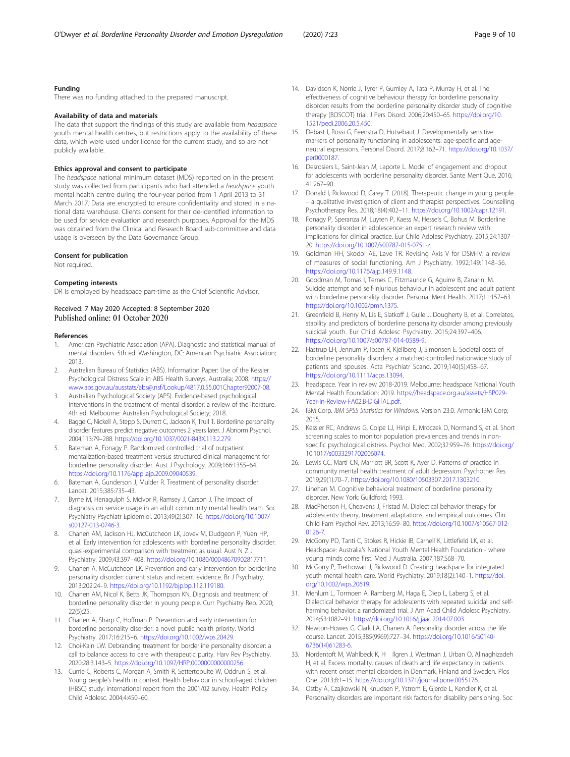### Funding

There was no funding attached to the prepared manuscript.

### Availability of data and materials

The data that support the findings of this study are available from *headspace* youth mental health centres, but restrictions apply to the availability of these data, which were used under license for the current study, and so are not publicly available.

### Ethics approval and consent to participate

The *headspace* national minimum dataset (MDS) reported on in the present study was collected from participants who had attended a *headspace* youth mental health centre during the four-year period from 1 April 2013 to 31 March 2017. Data are encrypted to ensure confidentiality and stored in a national data warehouse. Clients consent for their de-identified information to be used for service evaluation and research purposes. Approval for the MDS was obtained from the Clinical and Research Board sub-committee and data usage is overseen by the Data Governance Group.

### Consent for publication

Not required.

### Competing interests

DR is employed by headspace part-time as the Chief Scientific Advisor.

Received: 7 May 2020 Accepted: 8 September 2020
Published online: 01 October 2020

### References

1. American Psychiatric Association (APA). Diagnostic and statistical manual of mental disorders. 5th ed. Washington, DC: American Psychiatric Association; 2013.
2. Australian Bureau of Statistics (ABS). Information Paper: Use of the Kessler Psychological Distress Scale in ABS Health Surveys, Australia; 2008. https://www.abs.gov.au/ausstats/abs@.nsf/Lookup/4817.0.55.001Chapter92007-08.
3. Australian Psychological Society (APS). Evidence-based psychological interventions in the treatment of mental disorder: a review of the literature. 4th ed. Melbourne: Australian Psychological Society; 2018.
4. Bagge C, Nickell A, Stepp S, Durrett C, Jackson K, Trull T. Borderline personality disorder features predict negative outcomes 2 years later. J Abnorm Psychol. 2004;113:79–288. https://doi.org/10.1037/0021-843X.113.2.279.
5. Bateman A, Fonagy P. Randomized controlled trial of outpatient mentalization-based treatment versus structured clinical management for borderline personality disorder. Aust J Psychology. 2009;166:1355–64. https://doi.org/10.1176/appi.ajp.2009.09040539.
6. Bateman A, Gunderson J, Mulder R. Treatment of personality disorder. Lancet. 2015;385:735–43.
7. Byrne M, Henagulph S, McIvor R, Ramsey J, Carson J. The impact of diagnosis on service usage in an adult community mental health team. Soc Psychiatry Psychiatr Epidemiol. 2013;49(2):307–16. https://doi.org/10.1007/s00127-013-0746-3.
8. Chanen AM, Jackson HJ, McCutcheon LK, Jovev M, Dudgeon P, Yuen HP, et al. Early intervention for adolescents with borderline personality disorder: quasi-experimental comparison with treatment as usual. Aust N Z J Psychiatry. 2009;43:397–408. https://doi.org/10.1080/00048670902817711.
9. Chanen A, McCutcheon LK. Prevention and early intervention for borderline personality disorder: current status and recent evidence. Br J Psychiatry. 2013;202:24–9. https://doi.org/10.1192/bjp.bp.112.119180.
10. Chanen AM, Nicol K, Betts JK, Thompson KN. Diagnosis and treatment of borderline personality disorder in young people. Curr Psychiatry Rep. 2020; 22(5):25.
11. Chanen A, Sharp C, Hoffman P. Prevention and early intervention for borderline personality disorder: a novel public health priority. World Psychiatry. 2017;16:215–6. https://doi.org/10.1002/wps.20429.
12. Choi-Kain LW. Debranding treatment for borderline personality disorder: a call to balance access to care with therapeutic purity. Harv Rev Psychiatry. 2020;28:3.143–5. https://doi.org/10.1097/HRP.0000000000000256.
13. Currie C, Roberts C, Morgan A, Smith R, Settertobulte W, Oddrun S, et al. Young people's health in context. Health behaviour in school-aged children (HBSC) study: international report from the 2001/02 survey. Health Policy Child Adolesc. 2004;4:450–60.
14. Davidson K, Norrie J, Tyrer P, Gumley A, Tata P, Murray H, et al. The effectiveness of cognitive behaviour therapy for borderline personality disorder: results from the borderline personality disorder study of cognitive therapy (BOSCOT) trial. J Pers Disord. 2006;20:450–65. https://doi.org/10.1521/pedi.2006.20.5.450.
15. Debast I, Rossi G, Feenstra D, Hutsebaut J. Developmentally sensitive markers of personality functioning in adolescents: age-specific and age-neutral expressions. Personal Disord. 2017;8:162–71. https://doi.org/10.1037/per0000187.
16. Desrosiers L, Saint-Jean M, Laporte L. Model of engagement and dropout for adolescents with borderline personality disorder. Sante Ment Que. 2016; 41:267–90.
17. Donald I, Rickwood D, Carey T. (2018). Therapeutic change in young people – a qualitative investigation of client and therapist perspectives. Counselling Psychotherapy Res. 2018;18(4):402–11. https://doi.org/10.1002/capr.12191.
18. Fonagy P, Speranza M, Luyten P, Kaess M, Hessels C, Bohus M. Borderline personality disorder in adolescence: an expert research review with implications for clinical practice. Eur Child Adolesc Psychiatry. 2015;24:1307–20. https://doi.org/10.1007/s00787-015-0751-z.
19. Goldman HH, Skodol AE, Lave TR. Revising Axis V for DSM-IV: a review of measures of social functioning. Am J Psychiatry. 1992;149:1148–56. https://doi.org/10.1176/ajp.149.9.1148.
20. Goodman M, Tomas I, Temes C, Fitzmaurice G, Aguirre B, Zanarini M. Suicide attempt and self-injurious behaviour in adolescent and adult patient with borderline personality disorder. Personal Ment Health. 2017;11:157–63. https://doi.org/10.1002/pmh.1375.
21. Greenfield B, Henry M, Lis E, Slatkoff J, Guile J, Dougherty B, et al. Correlates, stability and predictors of borderline personality disorder among previously suicidal youth. Eur Child Adolesc Psychiatry. 2015;24:397–406. https://doi.org/10.1007/s00787-014-0589-9.
22. Hastrup LH, Jennum P, Ibsen R, Kjellberg J, Simonsen E. Societal costs of borderline personality disorders: a matched-controlled nationwide study of patients and spouses. Acta Psychiatr Scand. 2019;140(5):458–67. https://doi.org/10.1111/acps.13094.
23. headspace. Year in review 2018-2019. Melbourne: headspace National Youth Mental Health Foundation; 2019. https://headspace.org.au/assets/HSP029-Year-in-Review-FA02.B-DIGITAL.pdf.
24. IBM Corp. *IBM SPSS Statistics for Windows*. Version 23.0. Armonk: IBM Corp; 2015.
25. Kessler RC, Andrews G, Colpe LJ, Hiripi E, Mroczek D, Normand S, et al. Short screening scales to monitor population prevalences and trends in non-specific psychological distress. Psychol Med. 2002;32:959–76. https://doi.org/10.1017/s0033291702006074.
26. Lewis CC, Marti CN, Marriott BR, Scott K, Ayer D. Patterns of practice in community mental health treatment of adult depression. Psychother Res. 2019;29(1):70–7. https://doi.org/10.1080/10503307.2017.1303210.
27. Linehan M. Cognitive behavioral treatment of borderline personality disorder. New York: Guildford; 1993.
28. MacPherson H, Cheavens J, Fristad M. Dialectical behavior therapy for adolescents: theory, treatment adaptations, and empirical outcomes. Clin Child Fam Psychol Rev. 2013;16:59–80. https://doi.org/10.1007/s10567-012-0126-7.
29. McGorry PD, Tanti C, Stokes R, Hickie IB, Carnell K, Littlefield LK, et al. Headspace: Australia's National Youth Mental Health Foundation - where young minds come first. Med J Australia. 2007;187:S68–70.
30. McGorry P, Trethowan J, Rickwood D. Creating headspace for integrated youth mental health care. World Psychiatry. 2019;18(2):140–1. https://doi.org/10.1002/wps.20619.
31. Mehlum L, Tormoen A, Ramberg M, Haga E, Diep L, Laberg S, et al. Dialectical behavior therapy for adolescents with repeated suicidal and self-harming behavior: a randomized trial. J Am Acad Child Adolesc Psychiatry. 2014;53:1082–91. https://doi.org/10.1016/j.jaac.2014.07.003.
32. Newton-Howes G, Clark LA, Chanen A. Personality disorder across the life course. Lancet. 2015;385(9969):727–34. https://doi.org/10.1016/S0140-6736(14)61283-6.
33. Nordentoft M, Wahlbeck K, H llgren J, Westman J, Urban O, Alinaghizadeh H, et al. Excess mortality, causes of death and life expectancy in patients with recent onset mental disorders in Denmark, Finland and Sweden. Plos One. 2013;8:1–15. https://doi.org/10.1371/journal.pone.0055176.
34. Ostby A, Czajkowski N, Knudsen P, Ystrom E, Gjerde L, Kendler K, et al. Personality disorders are important risk factors for disability pensioning. Soc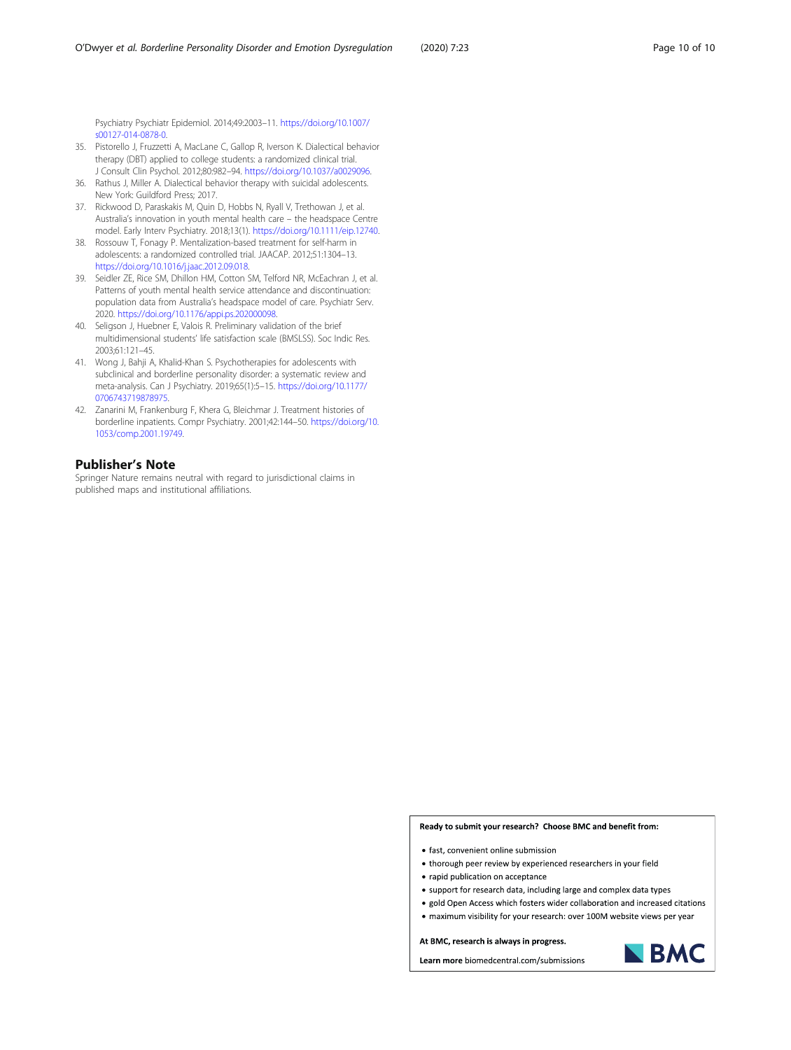Psychiatry Psychiatr Epidemiol. 2014;49:2003–11. https://doi.org/10.1007/s00127-014-0878-0.

35. Pistorello J, Fruzzetti A, MacLane C, Gallop R, Iverson K. Dialectical behavior therapy (DBT) applied to college students: a randomized clinical trial. J Consult Clin Psychol. 2012;80:982–94. https://doi.org/10.1037/a0029096.
36. Rathus J, Miller A. Dialectical behavior therapy with suicidal adolescents. New York: Guildford Press; 2017.
37. Rickwood D, Paraskakis M, Quin D, Hobbs N, Ryall V, Trethowan J, et al. Australia's innovation in youth mental health care – the headspace Centre model. Early Interv Psychiatry. 2018;13(1). https://doi.org/10.1111/eip.12740.
38. Rossouw T, Fonagy P. Mentalization-based treatment for self-harm in adolescents: a randomized controlled trial. JAACAP. 2012;51:1304–13. https://doi.org/10.1016/j.jaac.2012.09.018.
39. Seidler ZE, Rice SM, Dhillon HM, Cotton SM, Telford NR, McEachran J, et al. Patterns of youth mental health service attendance and discontinuation: population data from Australia's headspace model of care. Psychiatr Serv. 2020. https://doi.org/10.1176/appi.ps.202000098.
40. Seligson J, Huebner E, Valois R. Preliminary validation of the brief multidimensional students' life satisfaction scale (BMSLSS). Soc Indic Res. 2003;61:121–45.
41. Wong J, Bahji A, Khalid-Khan S. Psychotherapies for adolescents with subclinical and borderline personality disorder: a systematic review and meta-analysis. Can J Psychiatry. 2019;65(1):5–15. https://doi.org/10.1177/0706743719878975.
42. Zanarini M, Frankenburg F, Khera G, Bleichmar J. Treatment histories of borderline inpatients. Compr Psychiatry. 2001;42:144–50. https://doi.org/10.1053/comp.2001.19749.

## Publisher's Note

Springer Nature remains neutral with regard to jurisdictional claims in published maps and institutional affiliations.

**Ready to submit your research? Choose BMC and benefit from:**

- fast, convenient online submission
- thorough peer review by experienced researchers in your field
- rapid publication on acceptance
- support for research data, including large and complex data types
- gold Open Access which fosters wider collaboration and increased citations
- maximum visibility for your research: over 100M website views per year

**At BMC, research is always in progress.**

**Learn more** biomedcentral.com/submissions

BMC